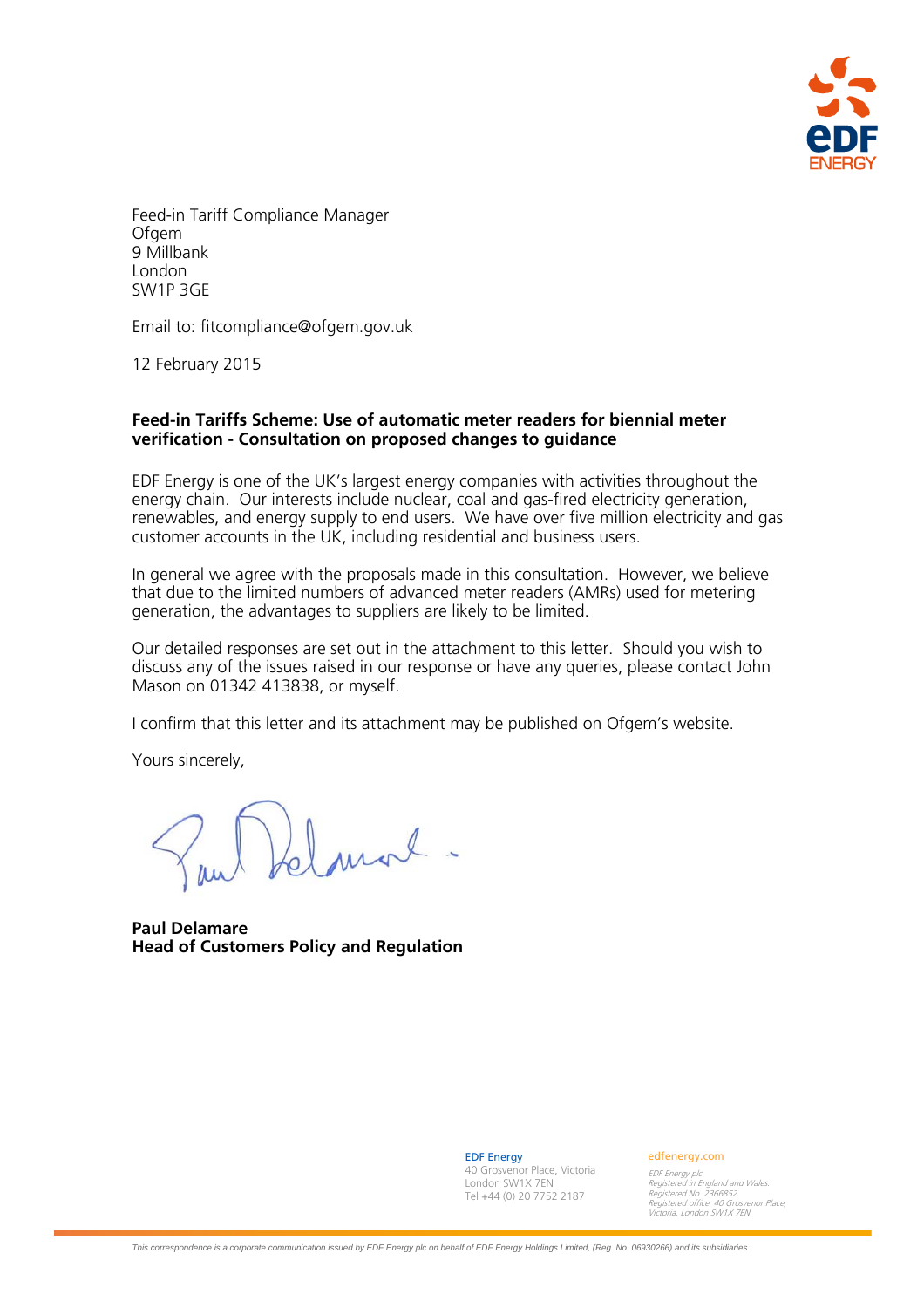Feed-in Tariff Compliance Manager
Ofgem
9 Millbank
London
SW1P 3GE

Email to: fitcompliance@ofgem.gov.uk

12 February 2015

**Feed-in Tariffs Scheme: Use of automatic meter readers for biennial meter verification - Consultation on proposed changes to guidance**

EDF Energy is one of the UK's largest energy companies with activities throughout the energy chain. Our interests include nuclear, coal and gas-fired electricity generation, renewables, and energy supply to end users. We have over five million electricity and gas customer accounts in the UK, including residential and business users.

In general we agree with the proposals made in this consultation. However, we believe that due to the limited numbers of advanced meter readers (AMRs) used for metering generation, the advantages to suppliers are likely to be limited.

Our detailed responses are set out in the attachment to this letter. Should you wish to discuss any of the issues raised in our response or have any queries, please contact John Mason on 01342 413838, or myself.

I confirm that this letter and its attachment may be published on Ofgem's website.

Yours sincerely,

**Paul Delamare**
**Head of Customers Policy and Regulation**

EDF Energy
40 Grosvenor Place, Victoria
London SW1X 7EN
Tel +44 (0) 20 7752 2187

edfenergy.com

*EDF Energy plc.*
*Registered in England and Wales.*
*Registered No. 2366852.*
*Registered office: 40 Grosvenor Place, Victoria, London SW1X 7EN*

*This correspondence is a corporate communication issued by EDF Energy plc on behalf of EDF Energy Holdings Limited, (Reg. No. 06930266) and its subsidiaries*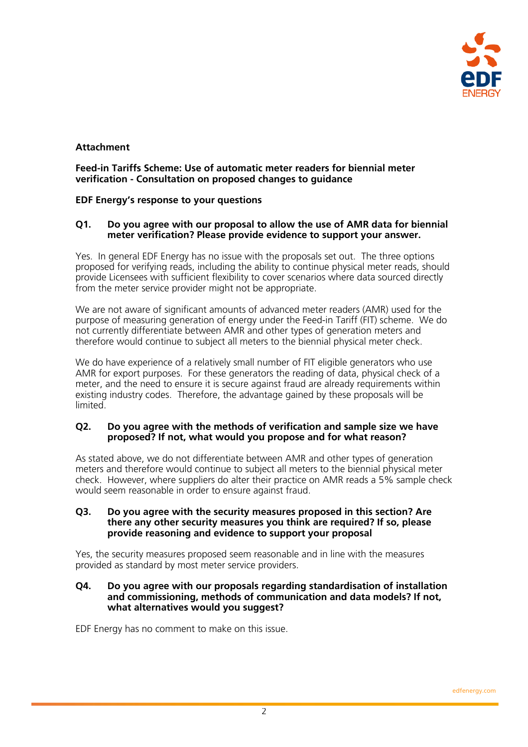**Attachment**

**Feed-in Tariffs Scheme: Use of automatic meter readers for biennial meter verification - Consultation on proposed changes to guidance**

**EDF Energy's response to your questions**

**Q1. Do you agree with our proposal to allow the use of AMR data for biennial meter verification? Please provide evidence to support your answer.**

Yes. In general EDF Energy has no issue with the proposals set out. The three options proposed for verifying reads, including the ability to continue physical meter reads, should provide Licensees with sufficient flexibility to cover scenarios where data sourced directly from the meter service provider might not be appropriate.

We are not aware of significant amounts of advanced meter readers (AMR) used for the purpose of measuring generation of energy under the Feed-in Tariff (FIT) scheme. We do not currently differentiate between AMR and other types of generation meters and therefore would continue to subject all meters to the biennial physical meter check.

We do have experience of a relatively small number of FIT eligible generators who use AMR for export purposes. For these generators the reading of data, physical check of a meter, and the need to ensure it is secure against fraud are already requirements within existing industry codes. Therefore, the advantage gained by these proposals will be limited.

**Q2. Do you agree with the methods of verification and sample size we have proposed? If not, what would you propose and for what reason?**

As stated above, we do not differentiate between AMR and other types of generation meters and therefore would continue to subject all meters to the biennial physical meter check. However, where suppliers do alter their practice on AMR reads a 5% sample check would seem reasonable in order to ensure against fraud.

**Q3. Do you agree with the security measures proposed in this section? Are there any other security measures you think are required? If so, please provide reasoning and evidence to support your proposal**

Yes, the security measures proposed seem reasonable and in line with the measures provided as standard by most meter service providers.

**Q4. Do you agree with our proposals regarding standardisation of installation and commissioning, methods of communication and data models? If not, what alternatives would you suggest?**

EDF Energy has no comment to make on this issue.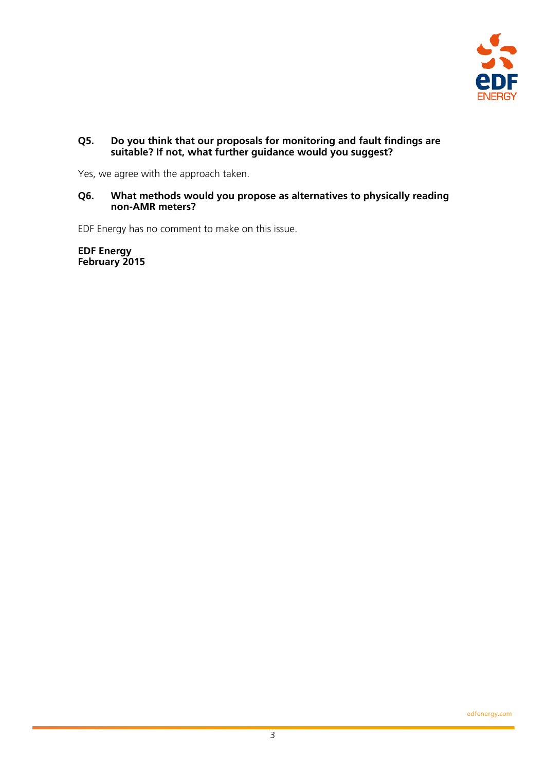**Q5. Do you think that our proposals for monitoring and fault findings are suitable? If not, what further guidance would you suggest?**

Yes, we agree with the approach taken.

**Q6. What methods would you propose as alternatives to physically reading non-AMR meters?**

EDF Energy has no comment to make on this issue.

**EDF Energy**
**February 2015**